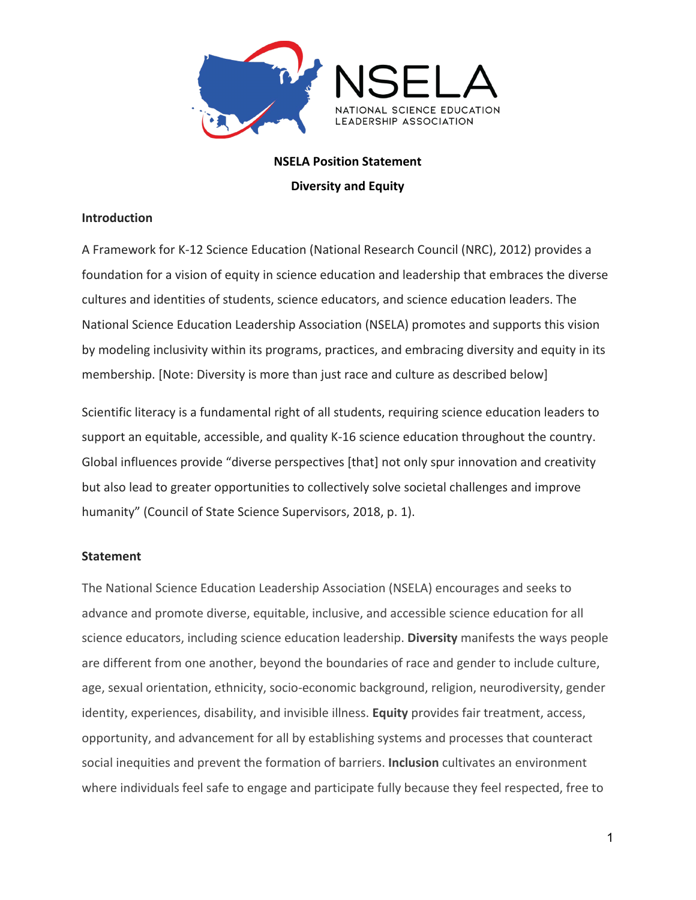NSELA

NATIONAL SCIENCE EDUCATION LEADERSHIP ASSOCIATION

**NSELA Position Statement**

**Diversity and Equity**

**Introduction**

A Framework for K-12 Science Education (National Research Council (NRC), 2012) provides a foundation for a vision of equity in science education and leadership that embraces the diverse cultures and identities of students, science educators, and science education leaders. The National Science Education Leadership Association (NSELA) promotes and supports this vision by modeling inclusivity within its programs, practices, and embracing diversity and equity in its membership. [Note: Diversity is more than just race and culture as described below]

Scientific literacy is a fundamental right of all students, requiring science education leaders to support an equitable, accessible, and quality K-16 science education throughout the country. Global influences provide "diverse perspectives [that] not only spur innovation and creativity but also lead to greater opportunities to collectively solve societal challenges and improve humanity" (Council of State Science Supervisors, 2018, p. 1).

**Statement**

The National Science Education Leadership Association (NSELA) encourages and seeks to advance and promote diverse, equitable, inclusive, and accessible science education for all science educators, including science education leadership. **Diversity** manifests the ways people are different from one another, beyond the boundaries of race and gender to include culture, age, sexual orientation, ethnicity, socio-economic background, religion, neurodiversity, gender identity, experiences, disability, and invisible illness. **Equity** provides fair treatment, access, opportunity, and advancement for all by establishing systems and processes that counteract social inequities and prevent the formation of barriers. **Inclusion** cultivates an environment where individuals feel safe to engage and participate fully because they feel respected, free to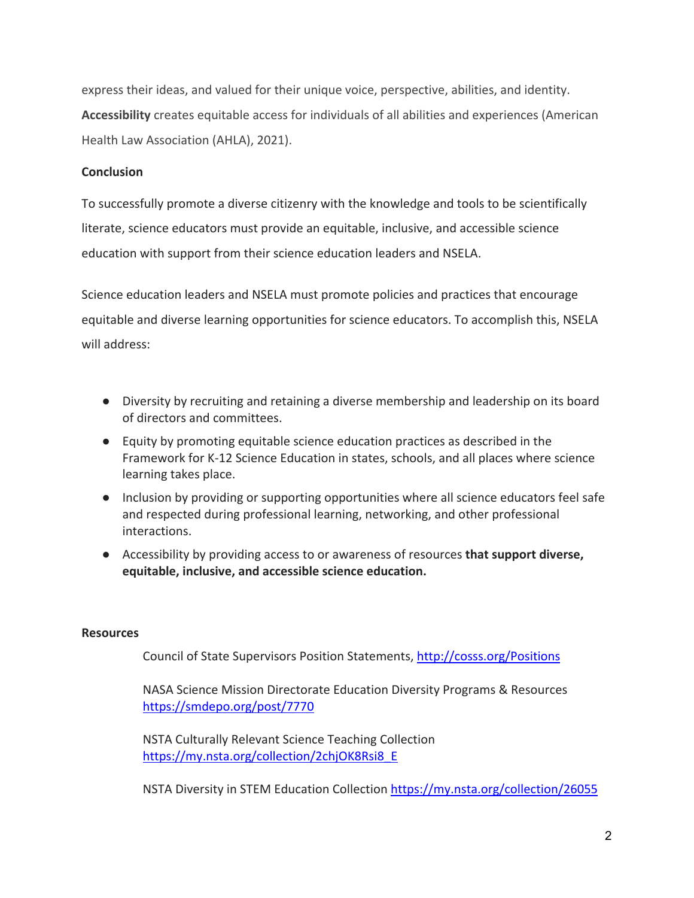express their ideas, and valued for their unique voice, perspective, abilities, and identity. **Accessibility** creates equitable access for individuals of all abilities and experiences (American Health Law Association (AHLA), 2021).

**Conclusion**

To successfully promote a diverse citizenry with the knowledge and tools to be scientifically literate, science educators must provide an equitable, inclusive, and accessible science education with support from their science education leaders and NSELA.

Science education leaders and NSELA must promote policies and practices that encourage equitable and diverse learning opportunities for science educators. To accomplish this, NSELA will address:

- Diversity by recruiting and retaining a diverse membership and leadership on its board of directors and committees.
- Equity by promoting equitable science education practices as described in the Framework for K-12 Science Education in states, schools, and all places where science learning takes place.
- Inclusion by providing or supporting opportunities where all science educators feel safe and respected during professional learning, networking, and other professional interactions.
- Accessibility by providing access to or awareness of resources **that support diverse, equitable, inclusive, and accessible science education.**

**Resources**

Council of State Supervisors Position Statements, http://cosss.org/Positions

NASA Science Mission Directorate Education Diversity Programs & Resources https://smdepo.org/post/7770

NSTA Culturally Relevant Science Teaching Collection https://my.nsta.org/collection/2chjOK8Rsi8_E

NSTA Diversity in STEM Education Collection https://my.nsta.org/collection/26055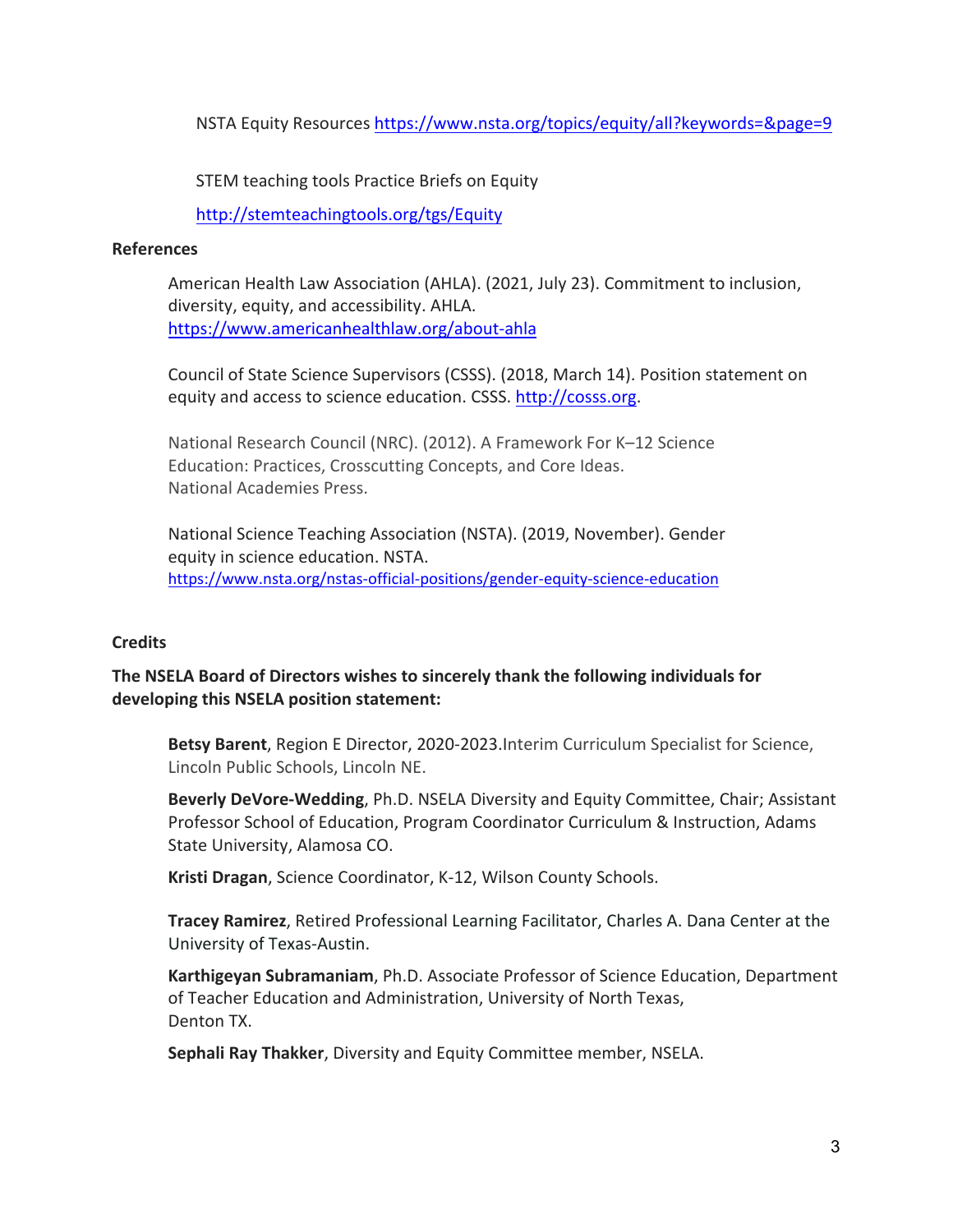NSTA Equity Resources https://www.nsta.org/topics/equity/all?keywords=&page=9

STEM teaching tools Practice Briefs on Equity

http://stemteachingtools.org/tgs/Equity

## References

American Health Law Association (AHLA). (2021, July 23). Commitment to inclusion, diversity, equity, and accessibility. AHLA. https://www.americanhealthlaw.org/about-ahla

Council of State Science Supervisors (CSSS). (2018, March 14). Position statement on equity and access to science education. CSSS. http://cosss.org.

National Research Council (NRC). (2012). A Framework For K–12 Science Education: Practices, Crosscutting Concepts, and Core Ideas. National Academies Press.

National Science Teaching Association (NSTA). (2019, November). Gender equity in science education. NSTA. https://www.nsta.org/nstas-official-positions/gender-equity-science-education

## Credits

**The NSELA Board of Directors wishes to sincerely thank the following individuals for developing this NSELA position statement:**

**Betsy Barent**, Region E Director, 2020-2023.Interim Curriculum Specialist for Science, Lincoln Public Schools, Lincoln NE.

**Beverly DeVore-Wedding**, Ph.D. NSELA Diversity and Equity Committee, Chair; Assistant Professor School of Education, Program Coordinator Curriculum & Instruction, Adams State University, Alamosa CO.

**Kristi Dragan**, Science Coordinator, K-12, Wilson County Schools.

**Tracey Ramirez**, Retired Professional Learning Facilitator, Charles A. Dana Center at the University of Texas-Austin.

**Karthigeyan Subramaniam**, Ph.D. Associate Professor of Science Education, Department of Teacher Education and Administration, University of North Texas, Denton TX.

**Sephali Ray Thakker**, Diversity and Equity Committee member, NSELA.